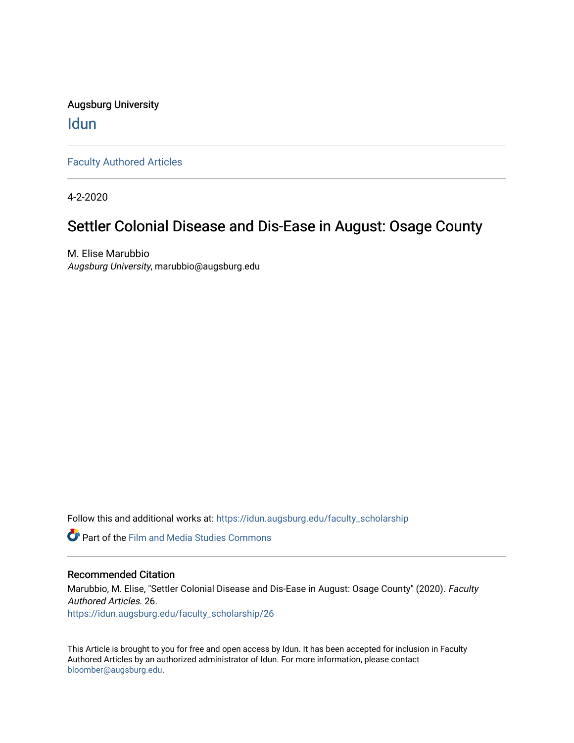Augsburg University

# Idun

Faculty Authored Articles

4-2-2020

## Settler Colonial Disease and Dis-Ease in August: Osage County

M. Elise Marubbio
*Augsburg University*, marubbio@augsburg.edu

Follow this and additional works at: https://idun.augsburg.edu/faculty_scholarship

Part of the Film and Media Studies Commons

### Recommended Citation

Marubbio, M. Elise, "Settler Colonial Disease and Dis-Ease in August: Osage County" (2020). *Faculty Authored Articles*. 26.
https://idun.augsburg.edu/faculty_scholarship/26

This Article is brought to you for free and open access by Idun. It has been accepted for inclusion in Faculty Authored Articles by an authorized administrator of Idun. For more information, please contact bloomber@augsburg.edu.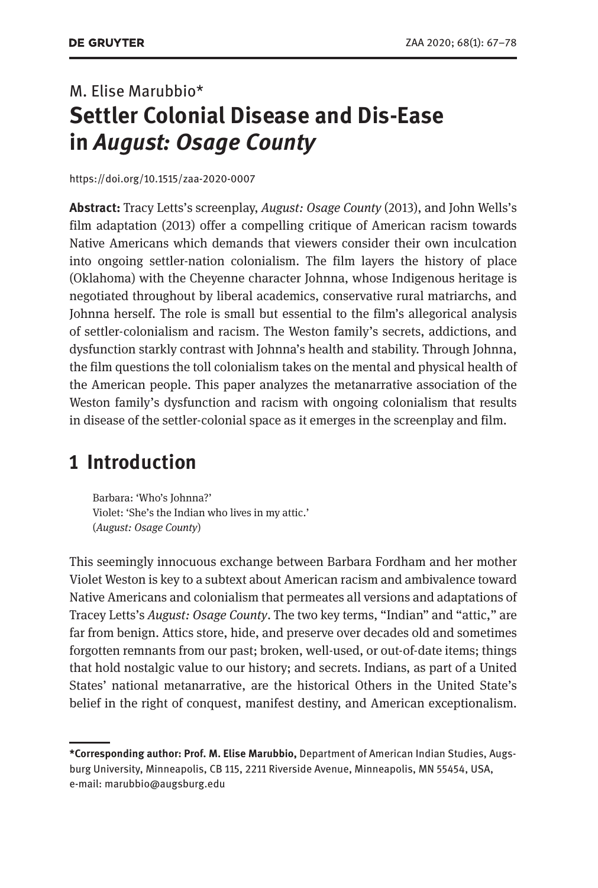M. Elise Marubbio*

# Settler Colonial Disease and Dis-Ease in *August: Osage County*

https://doi.org/10.1515/zaa-2020-0007

**Abstract:** Tracy Letts's screenplay, *August: Osage County* (2013), and John Wells's film adaptation (2013) offer a compelling critique of American racism towards Native Americans which demands that viewers consider their own inculcation into ongoing settler-nation colonialism. The film layers the history of place (Oklahoma) with the Cheyenne character Johnna, whose Indigenous heritage is negotiated throughout by liberal academics, conservative rural matriarchs, and Johnna herself. The role is small but essential to the film's allegorical analysis of settler-colonialism and racism. The Weston family's secrets, addictions, and dysfunction starkly contrast with Johnna's health and stability. Through Johnna, the film questions the toll colonialism takes on the mental and physical health of the American people. This paper analyzes the metanarrative association of the Weston family's dysfunction and racism with ongoing colonialism that results in disease of the settler-colonial space as it emerges in the screenplay and film.

## 1 Introduction

> Barbara: 'Who's Johnna?'
> Violet: 'She's the Indian who lives in my attic.'
> (*August: Osage County*)

This seemingly innocuous exchange between Barbara Fordham and her mother Violet Weston is key to a subtext about American racism and ambivalence toward Native Americans and colonialism that permeates all versions and adaptations of Tracey Letts's *August: Osage County*. The two key terms, "Indian" and "attic," are far from benign. Attics store, hide, and preserve over decades old and sometimes forgotten remnants from our past; broken, well-used, or out-of-date items; things that hold nostalgic value to our history; and secrets. Indians, as part of a United States' national metanarrative, are the historical Others in the United State's belief in the right of conquest, manifest destiny, and American exceptionalism.

---

**\*Corresponding author: Prof. M. Elise Marubbio,** Department of American Indian Studies, Augsburg University, Minneapolis, CB 115, 2211 Riverside Avenue, Minneapolis, MN 55454, USA, e-mail: marubbio@augsburg.edu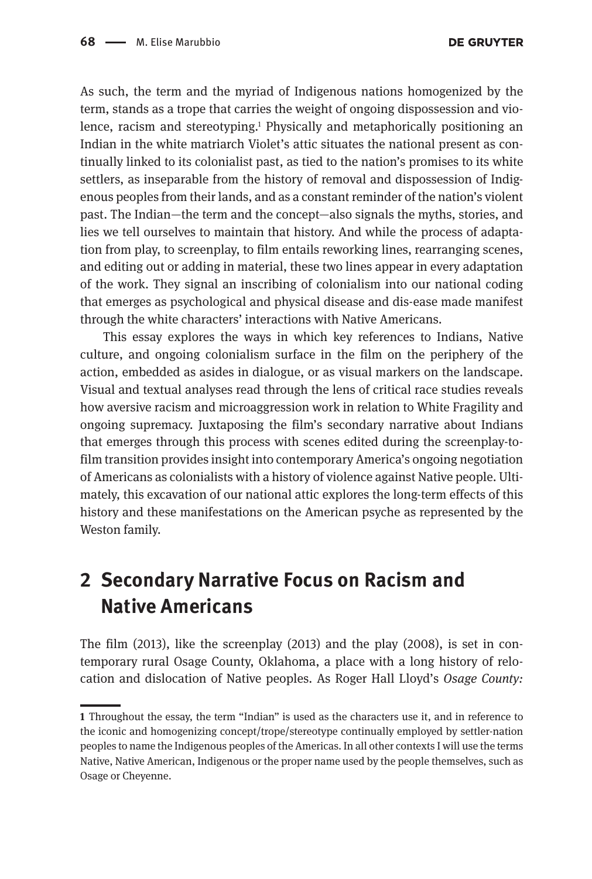As such, the term and the myriad of Indigenous nations homogenized by the term, stands as a trope that carries the weight of ongoing dispossession and violence, racism and stereotyping.[1] Physically and metaphorically positioning an Indian in the white matriarch Violet's attic situates the national present as continually linked to its colonialist past, as tied to the nation's promises to its white settlers, as inseparable from the history of removal and dispossession of Indigenous peoples from their lands, and as a constant reminder of the nation's violent past. The Indian—the term and the concept—also signals the myths, stories, and lies we tell ourselves to maintain that history. And while the process of adaptation from play, to screenplay, to film entails reworking lines, rearranging scenes, and editing out or adding in material, these two lines appear in every adaptation of the work. They signal an inscribing of colonialism into our national coding that emerges as psychological and physical disease and dis-ease made manifest through the white characters' interactions with Native Americans.

This essay explores the ways in which key references to Indians, Native culture, and ongoing colonialism surface in the film on the periphery of the action, embedded as asides in dialogue, or as visual markers on the landscape. Visual and textual analyses read through the lens of critical race studies reveals how aversive racism and microaggression work in relation to White Fragility and ongoing supremacy. Juxtaposing the film's secondary narrative about Indians that emerges through this process with scenes edited during the screenplay-to-film transition provides insight into contemporary America's ongoing negotiation of Americans as colonialists with a history of violence against Native people. Ultimately, this excavation of our national attic explores the long-term effects of this history and these manifestations on the American psyche as represented by the Weston family.

## 2 Secondary Narrative Focus on Racism and Native Americans

The film (2013), like the screenplay (2013) and the play (2008), is set in contemporary rural Osage County, Oklahoma, a place with a long history of relocation and dislocation of Native peoples. As Roger Hall Lloyd's *Osage County:*

---

[1] Throughout the essay, the term "Indian" is used as the characters use it, and in reference to the iconic and homogenizing concept/trope/stereotype continually employed by settler-nation peoples to name the Indigenous peoples of the Americas. In all other contexts I will use the terms Native, Native American, Indigenous or the proper name used by the people themselves, such as Osage or Cheyenne.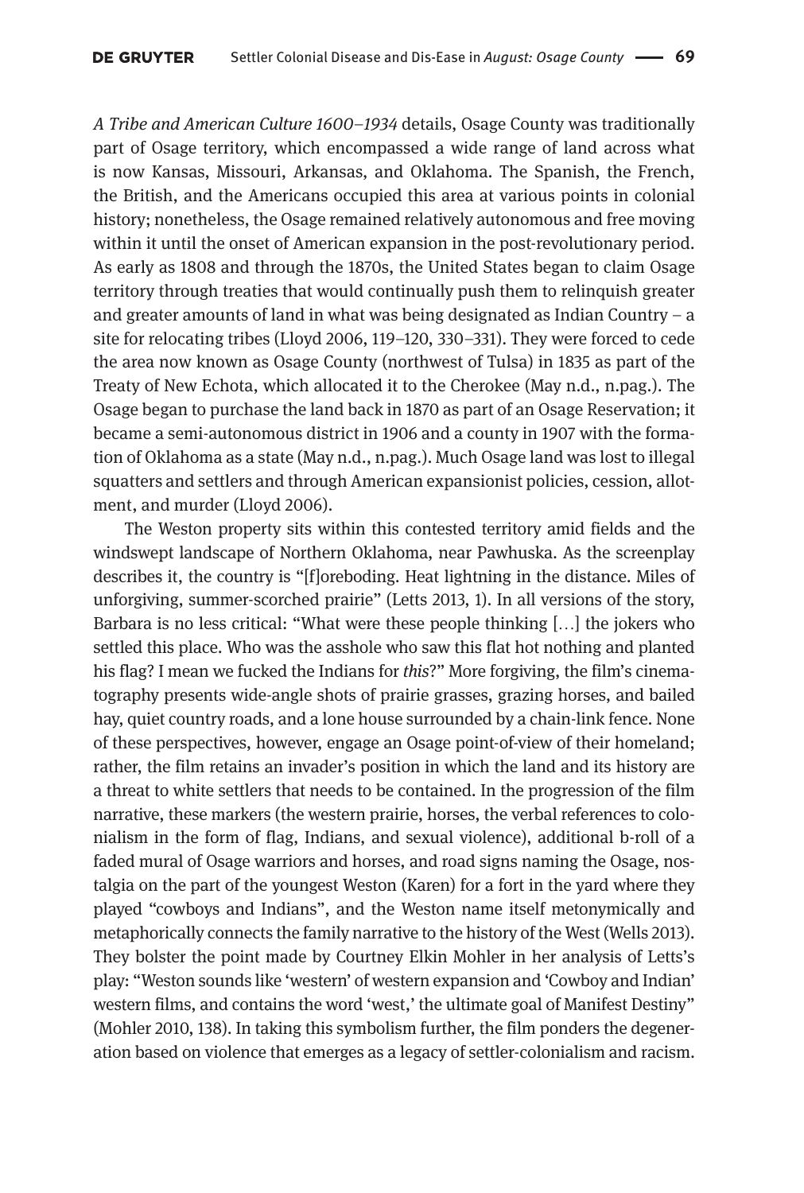*A Tribe and American Culture 1600–1934* details, Osage County was traditionally part of Osage territory, which encompassed a wide range of land across what is now Kansas, Missouri, Arkansas, and Oklahoma. The Spanish, the French, the British, and the Americans occupied this area at various points in colonial history; nonetheless, the Osage remained relatively autonomous and free moving within it until the onset of American expansion in the post-revolutionary period. As early as 1808 and through the 1870s, the United States began to claim Osage territory through treaties that would continually push them to relinquish greater and greater amounts of land in what was being designated as Indian Country – a site for relocating tribes (Lloyd 2006, 119–120, 330–331). They were forced to cede the area now known as Osage County (northwest of Tulsa) in 1835 as part of the Treaty of New Echota, which allocated it to the Cherokee (May n.d., n.pag.). The Osage began to purchase the land back in 1870 as part of an Osage Reservation; it became a semi-autonomous district in 1906 and a county in 1907 with the formation of Oklahoma as a state (May n.d., n.pag.). Much Osage land was lost to illegal squatters and settlers and through American expansionist policies, cession, allotment, and murder (Lloyd 2006).

The Weston property sits within this contested territory amid fields and the windswept landscape of Northern Oklahoma, near Pawhuska. As the screenplay describes it, the country is "[f]oreboding. Heat lightning in the distance. Miles of unforgiving, summer-scorched prairie" (Letts 2013, 1). In all versions of the story, Barbara is no less critical: "What were these people thinking […] the jokers who settled this place. Who was the asshole who saw this flat hot nothing and planted his flag? I mean we fucked the Indians for *this*?" More forgiving, the film's cinematography presents wide-angle shots of prairie grasses, grazing horses, and bailed hay, quiet country roads, and a lone house surrounded by a chain-link fence. None of these perspectives, however, engage an Osage point-of-view of their homeland; rather, the film retains an invader's position in which the land and its history are a threat to white settlers that needs to be contained. In the progression of the film narrative, these markers (the western prairie, horses, the verbal references to colonialism in the form of flag, Indians, and sexual violence), additional b-roll of a faded mural of Osage warriors and horses, and road signs naming the Osage, nostalgia on the part of the youngest Weston (Karen) for a fort in the yard where they played "cowboys and Indians", and the Weston name itself metonymically and metaphorically connects the family narrative to the history of the West (Wells 2013). They bolster the point made by Courtney Elkin Mohler in her analysis of Letts's play: "Weston sounds like 'western' of western expansion and 'Cowboy and Indian' western films, and contains the word 'west,' the ultimate goal of Manifest Destiny" (Mohler 2010, 138). In taking this symbolism further, the film ponders the degeneration based on violence that emerges as a legacy of settler-colonialism and racism.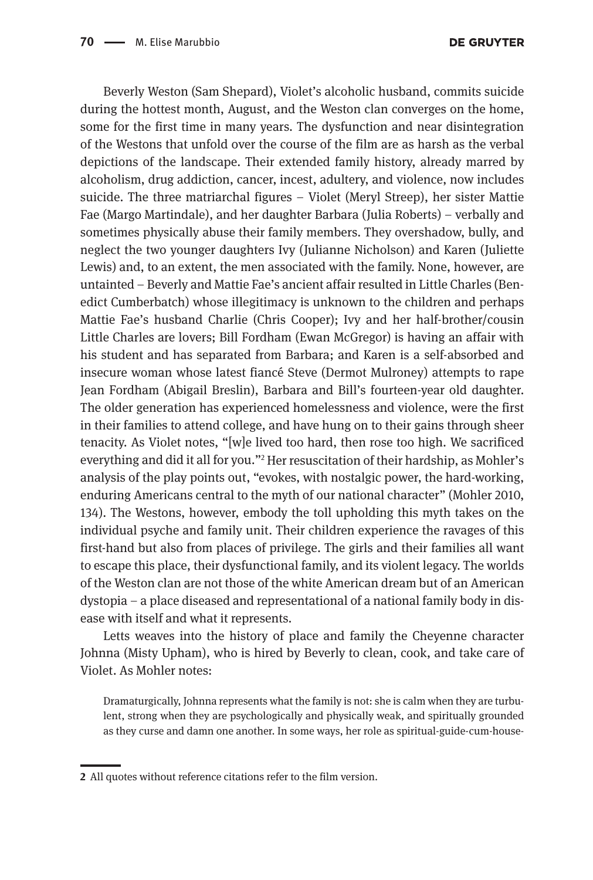Beverly Weston (Sam Shepard), Violet's alcoholic husband, commits suicide during the hottest month, August, and the Weston clan converges on the home, some for the first time in many years. The dysfunction and near disintegration of the Westons that unfold over the course of the film are as harsh as the verbal depictions of the landscape. Their extended family history, already marred by alcoholism, drug addiction, cancer, incest, adultery, and violence, now includes suicide. The three matriarchal figures – Violet (Meryl Streep), her sister Mattie Fae (Margo Martindale), and her daughter Barbara (Julia Roberts) – verbally and sometimes physically abuse their family members. They overshadow, bully, and neglect the two younger daughters Ivy (Julianne Nicholson) and Karen (Juliette Lewis) and, to an extent, the men associated with the family. None, however, are untainted – Beverly and Mattie Fae's ancient affair resulted in Little Charles (Benedict Cumberbatch) whose illegitimacy is unknown to the children and perhaps Mattie Fae's husband Charlie (Chris Cooper); Ivy and her half-brother/cousin Little Charles are lovers; Bill Fordham (Ewan McGregor) is having an affair with his student and has separated from Barbara; and Karen is a self-absorbed and insecure woman whose latest fiancé Steve (Dermot Mulroney) attempts to rape Jean Fordham (Abigail Breslin), Barbara and Bill's fourteen-year old daughter. The older generation has experienced homelessness and violence, were the first in their families to attend college, and have hung on to their gains through sheer tenacity. As Violet notes, "[w]e lived too hard, then rose too high. We sacrificed everything and did it all for you."[2] Her resuscitation of their hardship, as Mohler's analysis of the play points out, "evokes, with nostalgic power, the hard-working, enduring Americans central to the myth of our national character" (Mohler 2010, 134). The Westons, however, embody the toll upholding this myth takes on the individual psyche and family unit. Their children experience the ravages of this first-hand but also from places of privilege. The girls and their families all want to escape this place, their dysfunctional family, and its violent legacy. The worlds of the Weston clan are not those of the white American dream but of an American dystopia – a place diseased and representational of a national family body in disease with itself and what it represents.

Letts weaves into the history of place and family the Cheyenne character Johnna (Misty Upham), who is hired by Beverly to clean, cook, and take care of Violet. As Mohler notes:

> Dramaturgically, Johnna represents what the family is not: she is calm when they are turbulent, strong when they are psychologically and physically weak, and spiritually grounded as they curse and damn one another. In some ways, her role as spiritual-guide-cum-house-

---

[2] All quotes without reference citations refer to the film version.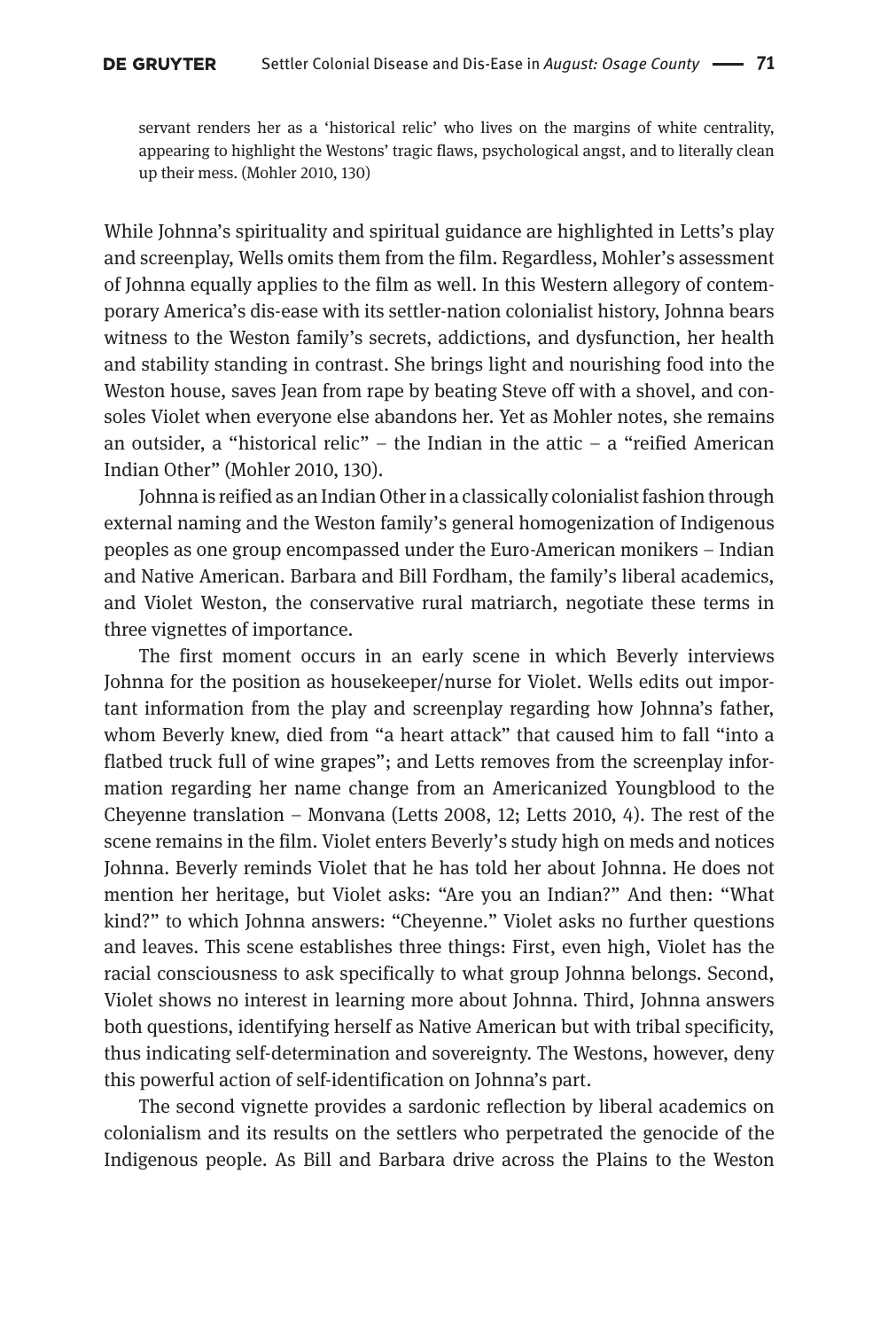> servant renders her as a 'historical relic' who lives on the margins of white centrality, appearing to highlight the Westons' tragic flaws, psychological angst, and to literally clean up their mess. (Mohler 2010, 130)

While Johnna's spirituality and spiritual guidance are highlighted in Letts's play and screenplay, Wells omits them from the film. Regardless, Mohler's assessment of Johnna equally applies to the film as well. In this Western allegory of contemporary America's dis-ease with its settler-nation colonialist history, Johnna bears witness to the Weston family's secrets, addictions, and dysfunction, her health and stability standing in contrast. She brings light and nourishing food into the Weston house, saves Jean from rape by beating Steve off with a shovel, and consoles Violet when everyone else abandons her. Yet as Mohler notes, she remains an outsider, a "historical relic" – the Indian in the attic – a "reified American Indian Other" (Mohler 2010, 130).

Johnna is reified as an Indian Other in a classically colonialist fashion through external naming and the Weston family's general homogenization of Indigenous peoples as one group encompassed under the Euro-American monikers – Indian and Native American. Barbara and Bill Fordham, the family's liberal academics, and Violet Weston, the conservative rural matriarch, negotiate these terms in three vignettes of importance.

The first moment occurs in an early scene in which Beverly interviews Johnna for the position as housekeeper/nurse for Violet. Wells edits out important information from the play and screenplay regarding how Johnna's father, whom Beverly knew, died from "a heart attack" that caused him to fall "into a flatbed truck full of wine grapes"; and Letts removes from the screenplay information regarding her name change from an Americanized Youngblood to the Cheyenne translation – Monvana (Letts 2008, 12; Letts 2010, 4). The rest of the scene remains in the film. Violet enters Beverly's study high on meds and notices Johnna. Beverly reminds Violet that he has told her about Johnna. He does not mention her heritage, but Violet asks: "Are you an Indian?" And then: "What kind?" to which Johnna answers: "Cheyenne." Violet asks no further questions and leaves. This scene establishes three things: First, even high, Violet has the racial consciousness to ask specifically to what group Johnna belongs. Second, Violet shows no interest in learning more about Johnna. Third, Johnna answers both questions, identifying herself as Native American but with tribal specificity, thus indicating self-determination and sovereignty. The Westons, however, deny this powerful action of self-identification on Johnna's part.

The second vignette provides a sardonic reflection by liberal academics on colonialism and its results on the settlers who perpetrated the genocide of the Indigenous people. As Bill and Barbara drive across the Plains to the Weston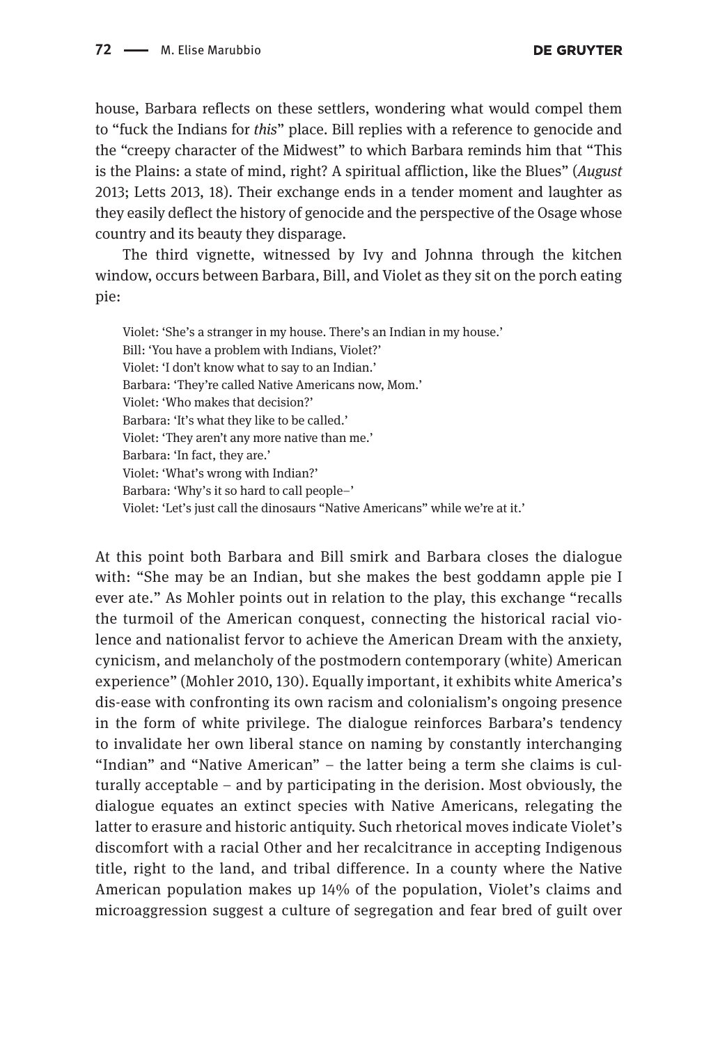house, Barbara reflects on these settlers, wondering what would compel them to "fuck the Indians for *this*" place. Bill replies with a reference to genocide and the "creepy character of the Midwest" to which Barbara reminds him that "This is the Plains: a state of mind, right? A spiritual affliction, like the Blues" (*August* 2013; Letts 2013, 18). Their exchange ends in a tender moment and laughter as they easily deflect the history of genocide and the perspective of the Osage whose country and its beauty they disparage.

The third vignette, witnessed by Ivy and Johnna through the kitchen window, occurs between Barbara, Bill, and Violet as they sit on the porch eating pie:

> Violet: 'She's a stranger in my house. There's an Indian in my house.'
> Bill: 'You have a problem with Indians, Violet?'
> Violet: 'I don't know what to say to an Indian.'
> Barbara: 'They're called Native Americans now, Mom.'
> Violet: 'Who makes that decision?'
> Barbara: 'It's what they like to be called.'
> Violet: 'They aren't any more native than me.'
> Barbara: 'In fact, they are.'
> Violet: 'What's wrong with Indian?'
> Barbara: 'Why's it so hard to call people–'
> Violet: 'Let's just call the dinosaurs "Native Americans" while we're at it.'

At this point both Barbara and Bill smirk and Barbara closes the dialogue with: "She may be an Indian, but she makes the best goddamn apple pie I ever ate." As Mohler points out in relation to the play, this exchange "recalls the turmoil of the American conquest, connecting the historical racial violence and nationalist fervor to achieve the American Dream with the anxiety, cynicism, and melancholy of the postmodern contemporary (white) American experience" (Mohler 2010, 130). Equally important, it exhibits white America's dis-ease with confronting its own racism and colonialism's ongoing presence in the form of white privilege. The dialogue reinforces Barbara's tendency to invalidate her own liberal stance on naming by constantly interchanging "Indian" and "Native American" – the latter being a term she claims is culturally acceptable – and by participating in the derision. Most obviously, the dialogue equates an extinct species with Native Americans, relegating the latter to erasure and historic antiquity. Such rhetorical moves indicate Violet's discomfort with a racial Other and her recalcitrance in accepting Indigenous title, right to the land, and tribal difference. In a county where the Native American population makes up 14% of the population, Violet's claims and microaggression suggest a culture of segregation and fear bred of guilt over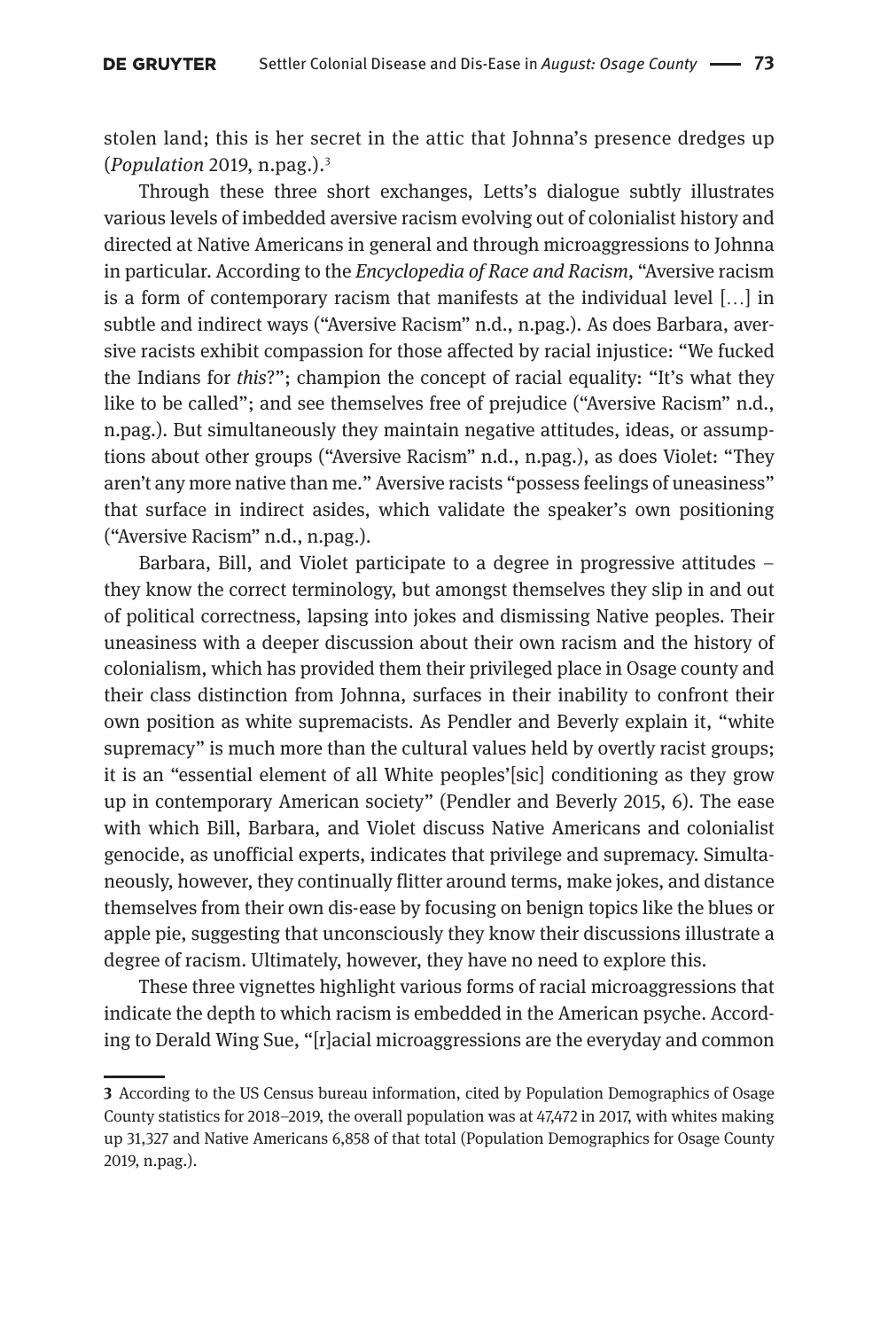stolen land; this is her secret in the attic that Johnna's presence dredges up (*Population* 2019, n.pag.).[3]

Through these three short exchanges, Letts's dialogue subtly illustrates various levels of imbedded aversive racism evolving out of colonialist history and directed at Native Americans in general and through microaggressions to Johnna in particular. According to the *Encyclopedia of Race and Racism*, "Aversive racism is a form of contemporary racism that manifests at the individual level […] in subtle and indirect ways ("Aversive Racism" n.d., n.pag.). As does Barbara, aversive racists exhibit compassion for those affected by racial injustice: "We fucked the Indians for *this*?"; champion the concept of racial equality: "It's what they like to be called"; and see themselves free of prejudice ("Aversive Racism" n.d., n.pag.). But simultaneously they maintain negative attitudes, ideas, or assumptions about other groups ("Aversive Racism" n.d., n.pag.), as does Violet: "They aren't any more native than me." Aversive racists "possess feelings of uneasiness" that surface in indirect asides, which validate the speaker's own positioning ("Aversive Racism" n.d., n.pag.).

Barbara, Bill, and Violet participate to a degree in progressive attitudes – they know the correct terminology, but amongst themselves they slip in and out of political correctness, lapsing into jokes and dismissing Native peoples. Their uneasiness with a deeper discussion about their own racism and the history of colonialism, which has provided them their privileged place in Osage county and their class distinction from Johnna, surfaces in their inability to confront their own position as white supremacists. As Pendler and Beverly explain it, "white supremacy" is much more than the cultural values held by overtly racist groups; it is an "essential element of all White peoples'[sic] conditioning as they grow up in contemporary American society" (Pendler and Beverly 2015, 6). The ease with which Bill, Barbara, and Violet discuss Native Americans and colonialist genocide, as unofficial experts, indicates that privilege and supremacy. Simultaneously, however, they continually flitter around terms, make jokes, and distance themselves from their own dis-ease by focusing on benign topics like the blues or apple pie, suggesting that unconsciously they know their discussions illustrate a degree of racism. Ultimately, however, they have no need to explore this.

These three vignettes highlight various forms of racial microaggressions that indicate the depth to which racism is embedded in the American psyche. According to Derald Wing Sue, "[r]acial microaggressions are the everyday and common

---

**3** According to the US Census bureau information, cited by Population Demographics of Osage County statistics for 2018–2019, the overall population was at 47,472 in 2017, with whites making up 31,327 and Native Americans 6,858 of that total (Population Demographics for Osage County 2019, n.pag.).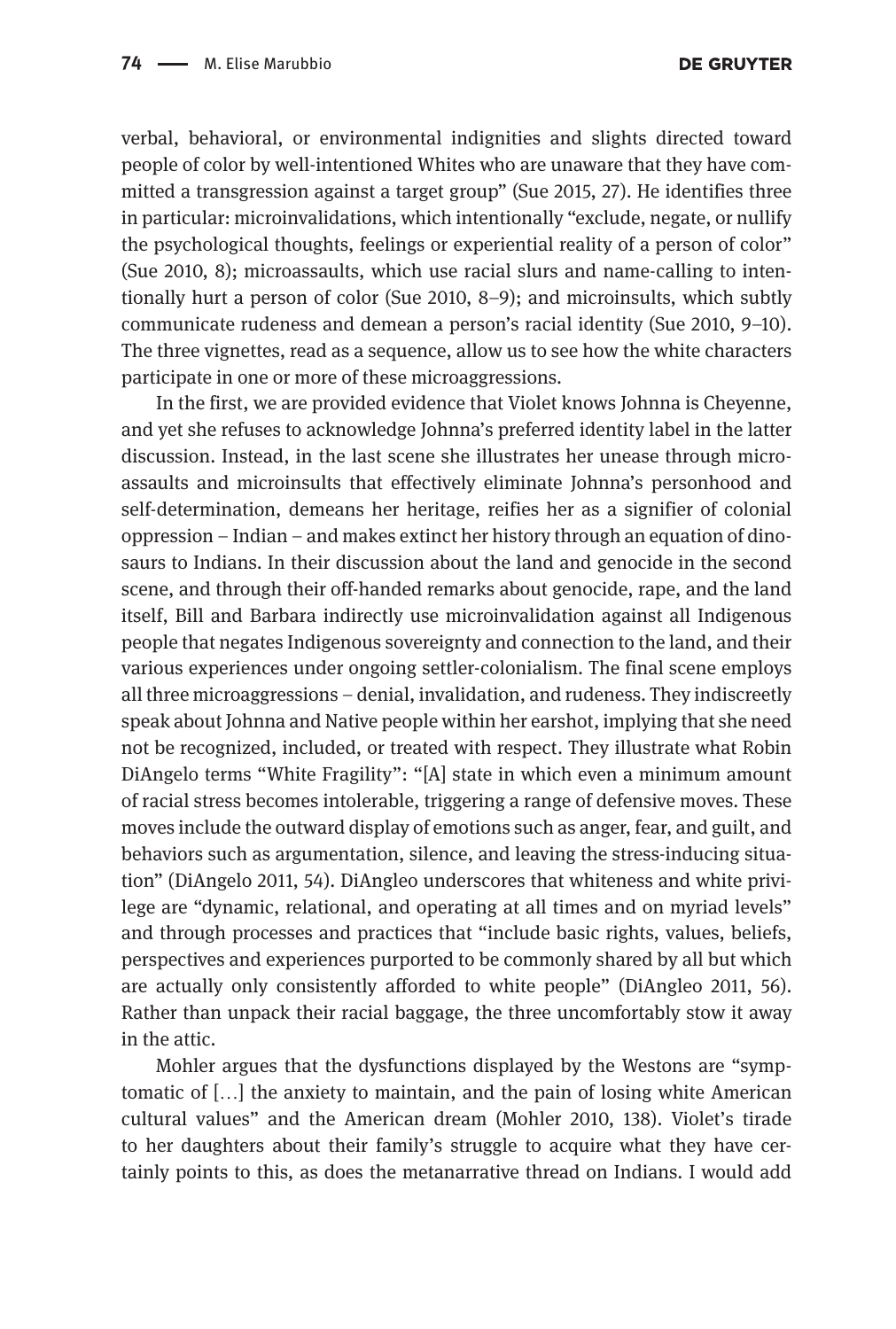verbal, behavioral, or environmental indignities and slights directed toward people of color by well-intentioned Whites who are unaware that they have committed a transgression against a target group" (Sue 2015, 27). He identifies three in particular: microinvalidations, which intentionally "exclude, negate, or nullify the psychological thoughts, feelings or experiential reality of a person of color" (Sue 2010, 8); microassaults, which use racial slurs and name-calling to intentionally hurt a person of color (Sue 2010, 8–9); and microinsults, which subtly communicate rudeness and demean a person's racial identity (Sue 2010, 9–10). The three vignettes, read as a sequence, allow us to see how the white characters participate in one or more of these microaggressions.

In the first, we are provided evidence that Violet knows Johnna is Cheyenne, and yet she refuses to acknowledge Johnna's preferred identity label in the latter discussion. Instead, in the last scene she illustrates her unease through microassaults and microinsults that effectively eliminate Johnna's personhood and self-determination, demeans her heritage, reifies her as a signifier of colonial oppression – Indian – and makes extinct her history through an equation of dinosaurs to Indians. In their discussion about the land and genocide in the second scene, and through their off-handed remarks about genocide, rape, and the land itself, Bill and Barbara indirectly use microinvalidation against all Indigenous people that negates Indigenous sovereignty and connection to the land, and their various experiences under ongoing settler-colonialism. The final scene employs all three microaggressions – denial, invalidation, and rudeness. They indiscreetly speak about Johnna and Native people within her earshot, implying that she need not be recognized, included, or treated with respect. They illustrate what Robin DiAngelo terms "White Fragility": "[A] state in which even a minimum amount of racial stress becomes intolerable, triggering a range of defensive moves. These moves include the outward display of emotions such as anger, fear, and guilt, and behaviors such as argumentation, silence, and leaving the stress-inducing situation" (DiAngelo 2011, 54). DiAngleo underscores that whiteness and white privilege are "dynamic, relational, and operating at all times and on myriad levels" and through processes and practices that "include basic rights, values, beliefs, perspectives and experiences purported to be commonly shared by all but which are actually only consistently afforded to white people" (DiAngleo 2011, 56). Rather than unpack their racial baggage, the three uncomfortably stow it away in the attic.

Mohler argues that the dysfunctions displayed by the Westons are "symptomatic of […] the anxiety to maintain, and the pain of losing white American cultural values" and the American dream (Mohler 2010, 138). Violet's tirade to her daughters about their family's struggle to acquire what they have certainly points to this, as does the metanarrative thread on Indians. I would add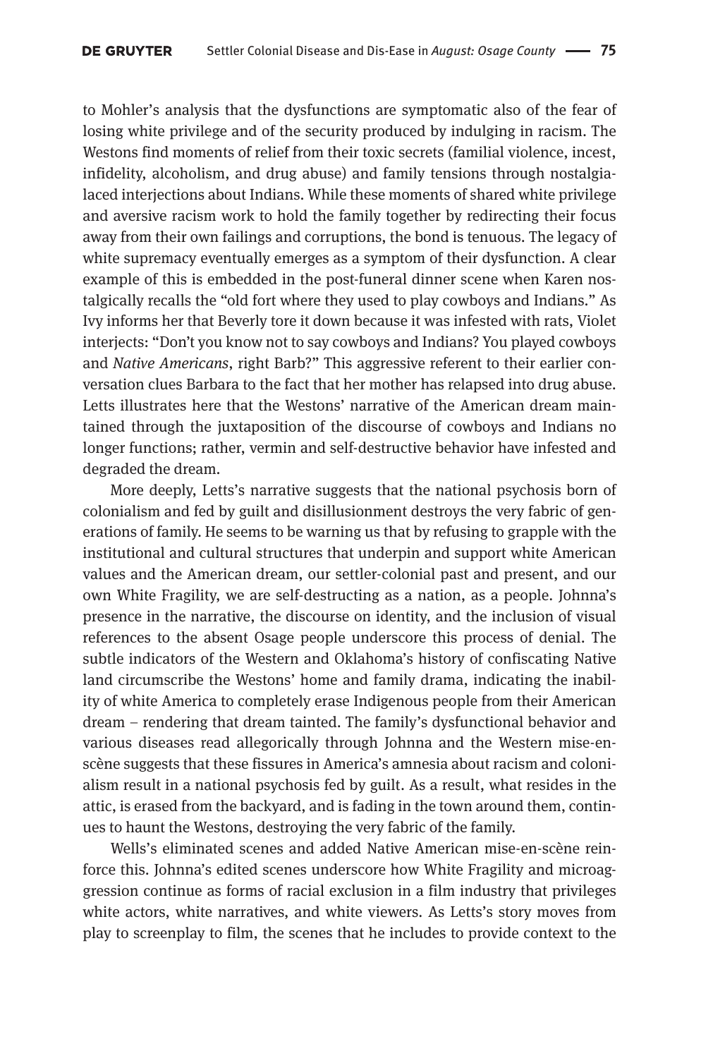to Mohler's analysis that the dysfunctions are symptomatic also of the fear of losing white privilege and of the security produced by indulging in racism. The Westons find moments of relief from their toxic secrets (familial violence, incest, infidelity, alcoholism, and drug abuse) and family tensions through nostalgia-laced interjections about Indians. While these moments of shared white privilege and aversive racism work to hold the family together by redirecting their focus away from their own failings and corruptions, the bond is tenuous. The legacy of white supremacy eventually emerges as a symptom of their dysfunction. A clear example of this is embedded in the post-funeral dinner scene when Karen nostalgically recalls the "old fort where they used to play cowboys and Indians." As Ivy informs her that Beverly tore it down because it was infested with rats, Violet interjects: "Don't you know not to say cowboys and Indians? You played cowboys and *Native Americans*, right Barb?" This aggressive referent to their earlier conversation clues Barbara to the fact that her mother has relapsed into drug abuse. Letts illustrates here that the Westons' narrative of the American dream maintained through the juxtaposition of the discourse of cowboys and Indians no longer functions; rather, vermin and self-destructive behavior have infested and degraded the dream.

More deeply, Letts's narrative suggests that the national psychosis born of colonialism and fed by guilt and disillusionment destroys the very fabric of generations of family. He seems to be warning us that by refusing to grapple with the institutional and cultural structures that underpin and support white American values and the American dream, our settler-colonial past and present, and our own White Fragility, we are self-destructing as a nation, as a people. Johnna's presence in the narrative, the discourse on identity, and the inclusion of visual references to the absent Osage people underscore this process of denial. The subtle indicators of the Western and Oklahoma's history of confiscating Native land circumscribe the Westons' home and family drama, indicating the inability of white America to completely erase Indigenous people from their American dream – rendering that dream tainted. The family's dysfunctional behavior and various diseases read allegorically through Johnna and the Western mise-en-scène suggests that these fissures in America's amnesia about racism and colonialism result in a national psychosis fed by guilt. As a result, what resides in the attic, is erased from the backyard, and is fading in the town around them, continues to haunt the Westons, destroying the very fabric of the family.

Wells's eliminated scenes and added Native American mise-en-scène reinforce this. Johnna's edited scenes underscore how White Fragility and microaggression continue as forms of racial exclusion in a film industry that privileges white actors, white narratives, and white viewers. As Letts's story moves from play to screenplay to film, the scenes that he includes to provide context to the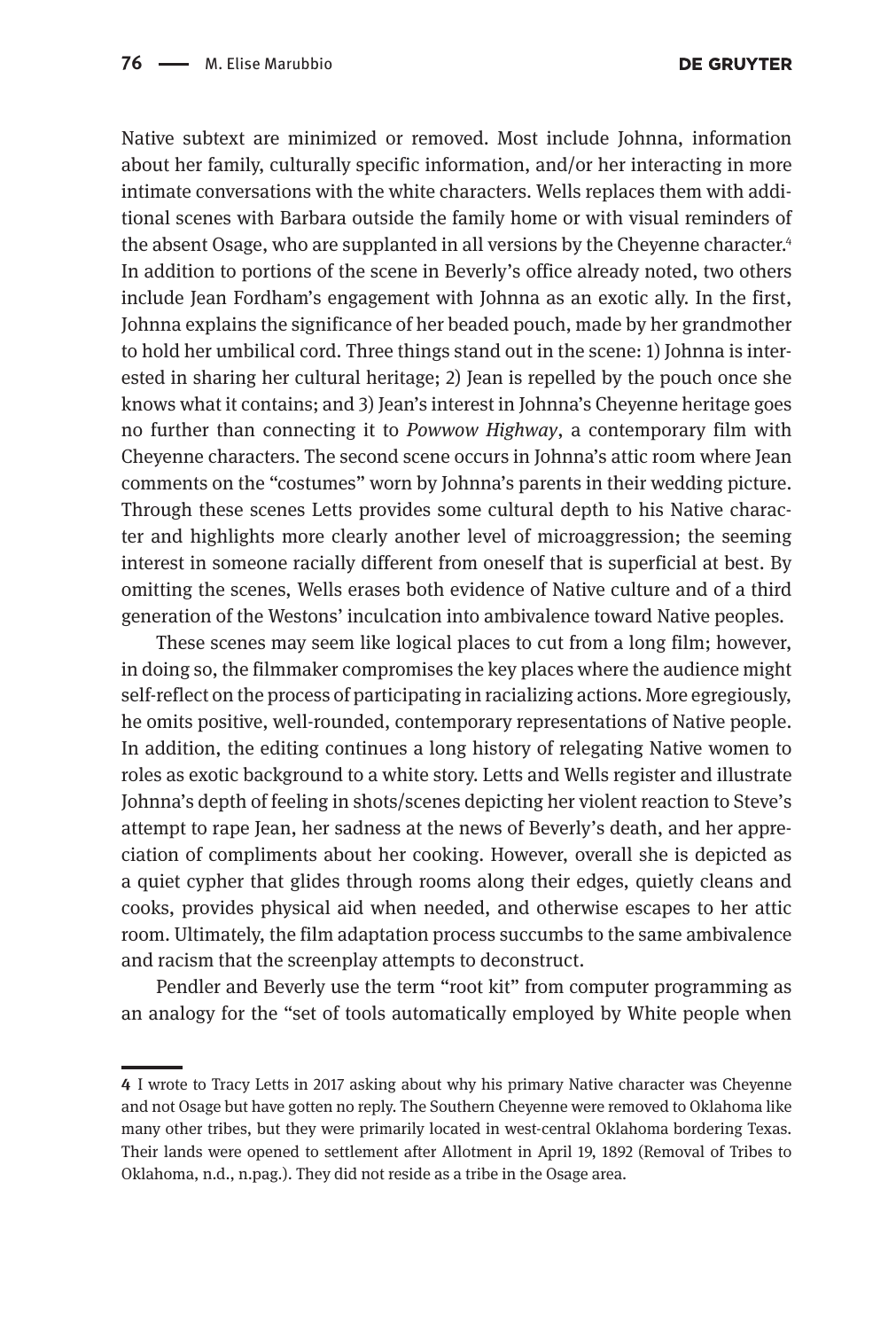Native subtext are minimized or removed. Most include Johnna, information about her family, culturally specific information, and/or her interacting in more intimate conversations with the white characters. Wells replaces them with additional scenes with Barbara outside the family home or with visual reminders of the absent Osage, who are supplanted in all versions by the Cheyenne character.[4] In addition to portions of the scene in Beverly's office already noted, two others include Jean Fordham's engagement with Johnna as an exotic ally. In the first, Johnna explains the significance of her beaded pouch, made by her grandmother to hold her umbilical cord. Three things stand out in the scene: 1) Johnna is interested in sharing her cultural heritage; 2) Jean is repelled by the pouch once she knows what it contains; and 3) Jean's interest in Johnna's Cheyenne heritage goes no further than connecting it to *Powwow Highway*, a contemporary film with Cheyenne characters. The second scene occurs in Johnna's attic room where Jean comments on the "costumes" worn by Johnna's parents in their wedding picture. Through these scenes Letts provides some cultural depth to his Native character and highlights more clearly another level of microaggression; the seeming interest in someone racially different from oneself that is superficial at best. By omitting the scenes, Wells erases both evidence of Native culture and of a third generation of the Westons' inculcation into ambivalence toward Native peoples.

These scenes may seem like logical places to cut from a long film; however, in doing so, the filmmaker compromises the key places where the audience might self-reflect on the process of participating in racializing actions. More egregiously, he omits positive, well-rounded, contemporary representations of Native people. In addition, the editing continues a long history of relegating Native women to roles as exotic background to a white story. Letts and Wells register and illustrate Johnna's depth of feeling in shots/scenes depicting her violent reaction to Steve's attempt to rape Jean, her sadness at the news of Beverly's death, and her appreciation of compliments about her cooking. However, overall she is depicted as a quiet cypher that glides through rooms along their edges, quietly cleans and cooks, provides physical aid when needed, and otherwise escapes to her attic room. Ultimately, the film adaptation process succumbs to the same ambivalence and racism that the screenplay attempts to deconstruct.

Pendler and Beverly use the term "root kit" from computer programming as an analogy for the "set of tools automatically employed by White people when

---

**4** I wrote to Tracy Letts in 2017 asking about why his primary Native character was Cheyenne and not Osage but have gotten no reply. The Southern Cheyenne were removed to Oklahoma like many other tribes, but they were primarily located in west-central Oklahoma bordering Texas. Their lands were opened to settlement after Allotment in April 19, 1892 (Removal of Tribes to Oklahoma, n.d., n.pag.). They did not reside as a tribe in the Osage area.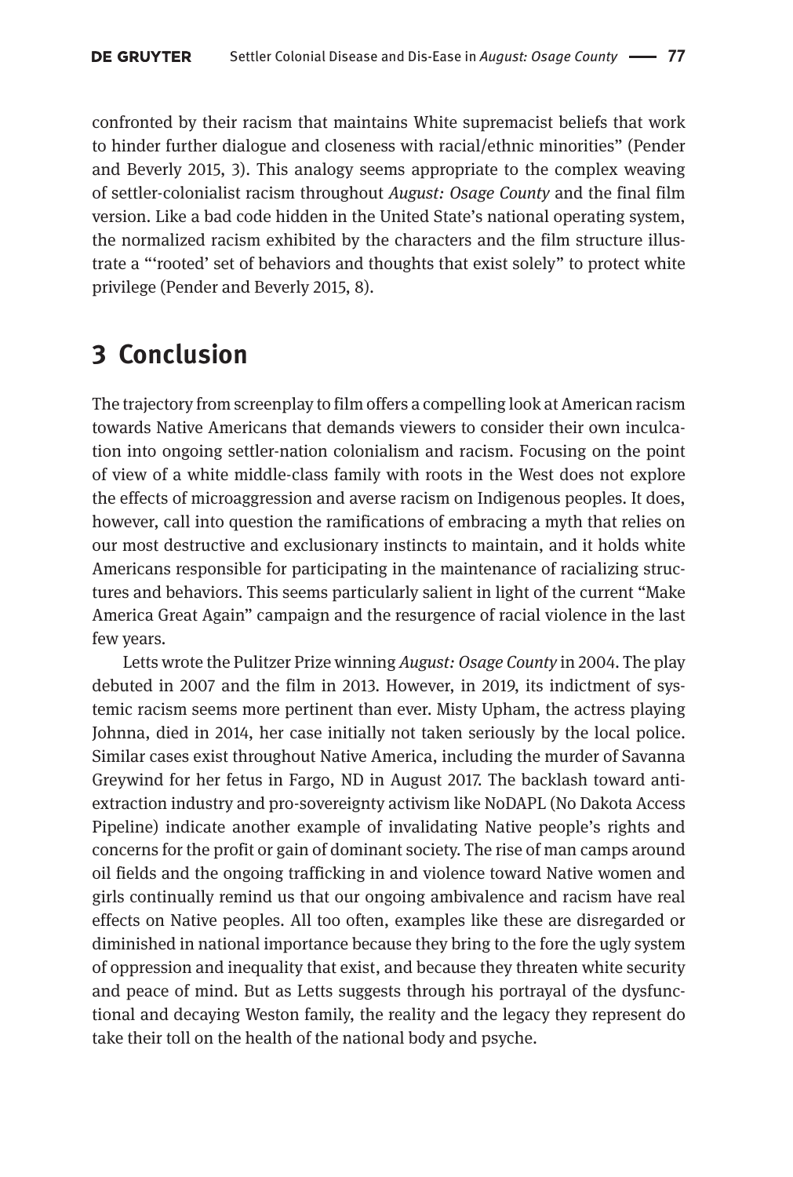confronted by their racism that maintains White supremacist beliefs that work to hinder further dialogue and closeness with racial/ethnic minorities" (Pender and Beverly 2015, 3). This analogy seems appropriate to the complex weaving of settler-colonialist racism throughout *August: Osage County* and the final film version. Like a bad code hidden in the United State's national operating system, the normalized racism exhibited by the characters and the film structure illustrate a "'rooted' set of behaviors and thoughts that exist solely" to protect white privilege (Pender and Beverly 2015, 8).

## 3 Conclusion

The trajectory from screenplay to film offers a compelling look at American racism towards Native Americans that demands viewers to consider their own inculcation into ongoing settler-nation colonialism and racism. Focusing on the point of view of a white middle-class family with roots in the West does not explore the effects of microaggression and averse racism on Indigenous peoples. It does, however, call into question the ramifications of embracing a myth that relies on our most destructive and exclusionary instincts to maintain, and it holds white Americans responsible for participating in the maintenance of racializing structures and behaviors. This seems particularly salient in light of the current "Make America Great Again" campaign and the resurgence of racial violence in the last few years.

Letts wrote the Pulitzer Prize winning *August: Osage County* in 2004. The play debuted in 2007 and the film in 2013. However, in 2019, its indictment of systemic racism seems more pertinent than ever. Misty Upham, the actress playing Johnna, died in 2014, her case initially not taken seriously by the local police. Similar cases exist throughout Native America, including the murder of Savanna Greywind for her fetus in Fargo, ND in August 2017. The backlash toward anti-extraction industry and pro-sovereignty activism like NoDAPL (No Dakota Access Pipeline) indicate another example of invalidating Native people's rights and concerns for the profit or gain of dominant society. The rise of man camps around oil fields and the ongoing trafficking in and violence toward Native women and girls continually remind us that our ongoing ambivalence and racism have real effects on Native peoples. All too often, examples like these are disregarded or diminished in national importance because they bring to the fore the ugly system of oppression and inequality that exist, and because they threaten white security and peace of mind. But as Letts suggests through his portrayal of the dysfunctional and decaying Weston family, the reality and the legacy they represent do take their toll on the health of the national body and psyche.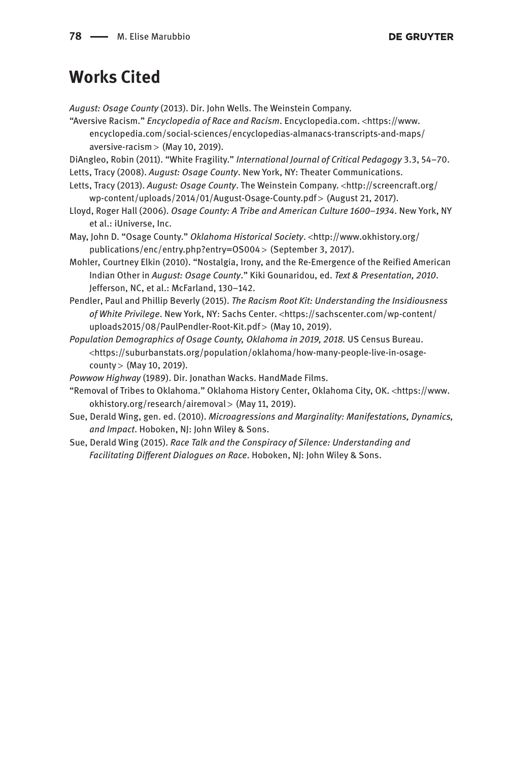## Works Cited

*August: Osage County* (2013). Dir. John Wells. The Weinstein Company.

"Aversive Racism." *Encyclopedia of Race and Racism*. Encyclopedia.com. <https://www.encyclopedia.com/social-sciences/encyclopedias-almanacs-transcripts-and-maps/aversive-racism> (May 10, 2019).

DiAngleo, Robin (2011). "White Fragility." *International Journal of Critical Pedagogy* 3.3, 54–70.

Letts, Tracy (2008). *August: Osage County*. New York, NY: Theater Communications.

Letts, Tracy (2013). *August: Osage County*. The Weinstein Company. <http://screencraft.org/wp-content/uploads/2014/01/August-Osage-County.pdf> (August 21, 2017).

Lloyd, Roger Hall (2006). *Osage County: A Tribe and American Culture 1600–1934*. New York, NY et al.: iUniverse, Inc.

May, John D. "Osage County." *Oklahoma Historical Society*. <http://www.okhistory.org/publications/enc/entry.php?entry=OS004> (September 3, 2017).

Mohler, Courtney Elkin (2010). "Nostalgia, Irony, and the Re-Emergence of the Reified American Indian Other in *August: Osage County*." Kiki Gounaridou, ed. *Text & Presentation, 2010*. Jefferson, NC, et al.: McFarland, 130–142.

Pendler, Paul and Phillip Beverly (2015). *The Racism Root Kit: Understanding the Insidiousness of White Privilege*. New York, NY: Sachs Center. <https://sachscenter.com/wp-content/uploads2015/08/PaulPendler-Root-Kit.pdf> (May 10, 2019).

*Population Demographics of Osage County, Oklahoma in 2019, 2018*. US Census Bureau. <https://suburbanstats.org/population/oklahoma/how-many-people-live-in-osage-county> (May 10, 2019).

*Powwow Highway* (1989). Dir. Jonathan Wacks. HandMade Films.

"Removal of Tribes to Oklahoma." Oklahoma History Center, Oklahoma City, OK. <https://www.okhistory.org/research/airemoval> (May 11, 2019).

Sue, Derald Wing, gen. ed. (2010). *Microagressions and Marginality: Manifestations, Dynamics, and Impact*. Hoboken, NJ: John Wiley & Sons.

Sue, Derald Wing (2015). *Race Talk and the Conspiracy of Silence: Understanding and Facilitating Different Dialogues on Race*. Hoboken, NJ: John Wiley & Sons.